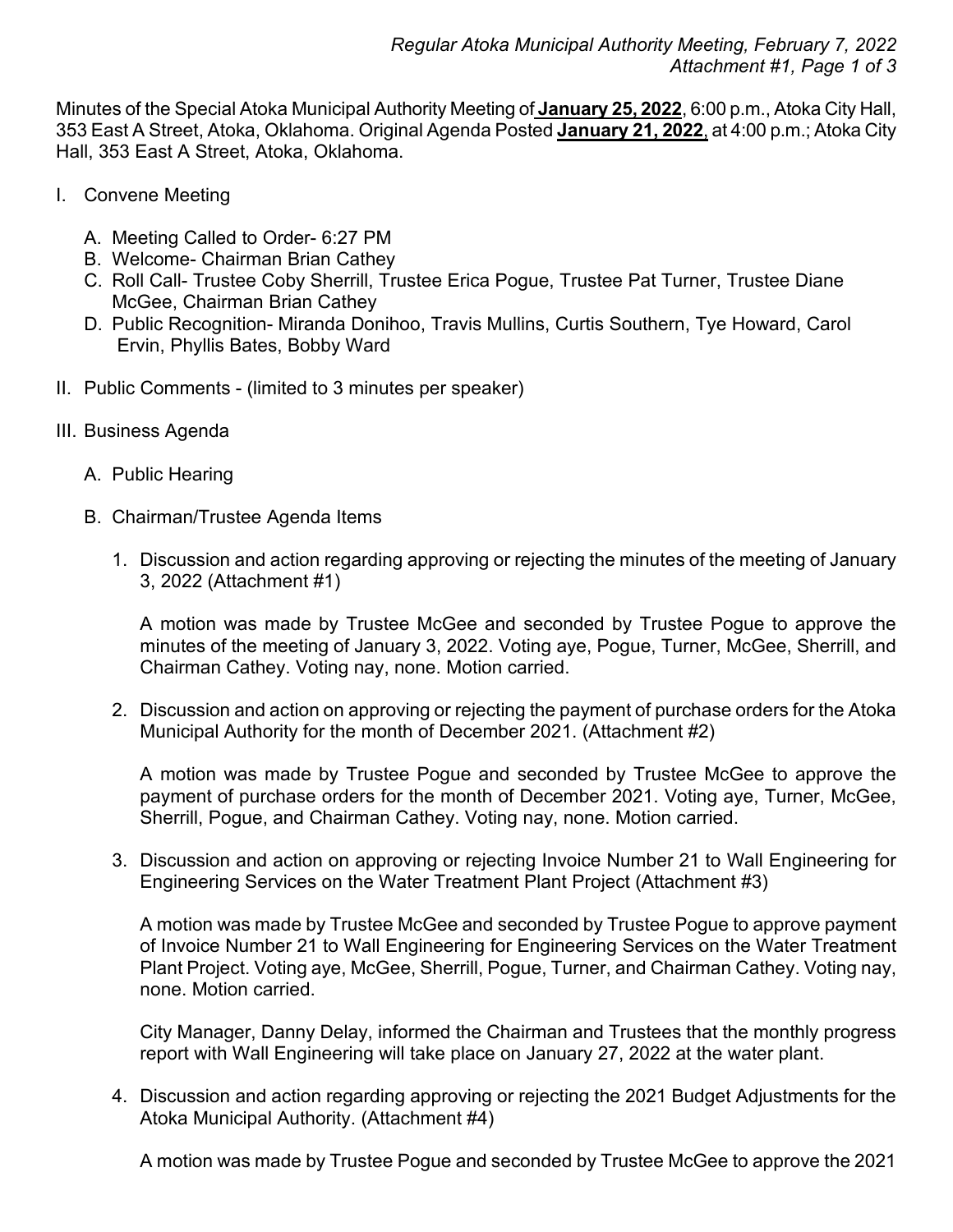Minutes of the Special Atoka Municipal Authority Meeting of **January 25, 2022**, 6:00 p.m., Atoka City Hall, 353 East A Street, Atoka, Oklahoma. Original Agenda Posted **January 21, 2022**, at 4:00 p.m.; Atoka City Hall, 353 East A Street, Atoka, Oklahoma.

I. Convene Meeting

   A. Meeting Called to Order- 6:27 PM
   B. Welcome- Chairman Brian Cathey
   C. Roll Call- Trustee Coby Sherrill, Trustee Erica Pogue, Trustee Pat Turner, Trustee Diane McGee, Chairman Brian Cathey
   D. Public Recognition- Miranda Donihoo, Travis Mullins, Curtis Southern, Tye Howard, Carol Ervin, Phyllis Bates, Bobby Ward

II. Public Comments - (limited to 3 minutes per speaker)

III. Business Agenda

   A. Public Hearing

   B. Chairman/Trustee Agenda Items

      1. Discussion and action regarding approving or rejecting the minutes of the meeting of January 3, 2022 (Attachment #1)

         A motion was made by Trustee McGee and seconded by Trustee Pogue to approve the minutes of the meeting of January 3, 2022. Voting aye, Pogue, Turner, McGee, Sherrill, and Chairman Cathey. Voting nay, none. Motion carried.

      2. Discussion and action on approving or rejecting the payment of purchase orders for the Atoka Municipal Authority for the month of December 2021. (Attachment #2)

         A motion was made by Trustee Pogue and seconded by Trustee McGee to approve the payment of purchase orders for the month of December 2021. Voting aye, Turner, McGee, Sherrill, Pogue, and Chairman Cathey. Voting nay, none. Motion carried.

      3. Discussion and action on approving or rejecting Invoice Number 21 to Wall Engineering for Engineering Services on the Water Treatment Plant Project (Attachment #3)

         A motion was made by Trustee McGee and seconded by Trustee Pogue to approve payment of Invoice Number 21 to Wall Engineering for Engineering Services on the Water Treatment Plant Project. Voting aye, McGee, Sherrill, Pogue, Turner, and Chairman Cathey. Voting nay, none. Motion carried.

         City Manager, Danny Delay, informed the Chairman and Trustees that the monthly progress report with Wall Engineering will take place on January 27, 2022 at the water plant.

      4. Discussion and action regarding approving or rejecting the 2021 Budget Adjustments for the Atoka Municipal Authority. (Attachment #4)

         A motion was made by Trustee Pogue and seconded by Trustee McGee to approve the 2021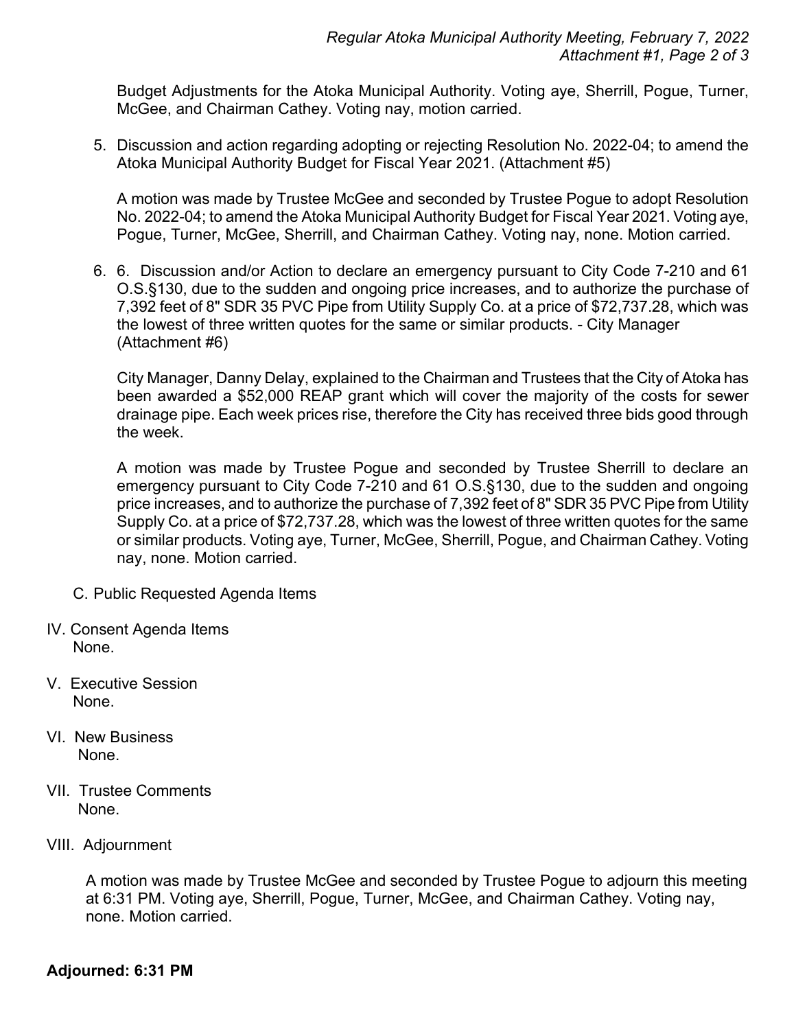Budget Adjustments for the Atoka Municipal Authority. Voting aye, Sherrill, Pogue, Turner, McGee, and Chairman Cathey. Voting nay, motion carried.

5. Discussion and action regarding adopting or rejecting Resolution No. 2022-04; to amend the Atoka Municipal Authority Budget for Fiscal Year 2021. (Attachment #5)

   A motion was made by Trustee McGee and seconded by Trustee Pogue to adopt Resolution No. 2022-04; to amend the Atoka Municipal Authority Budget for Fiscal Year 2021. Voting aye, Pogue, Turner, McGee, Sherrill, and Chairman Cathey. Voting nay, none. Motion carried.

6. 6. Discussion and/or Action to declare an emergency pursuant to City Code 7-210 and 61 O.S.§130, due to the sudden and ongoing price increases, and to authorize the purchase of 7,392 feet of 8" SDR 35 PVC Pipe from Utility Supply Co. at a price of $72,737.28, which was the lowest of three written quotes for the same or similar products. - City Manager (Attachment #6)

   City Manager, Danny Delay, explained to the Chairman and Trustees that the City of Atoka has been awarded a $52,000 REAP grant which will cover the majority of the costs for sewer drainage pipe. Each week prices rise, therefore the City has received three bids good through the week.

   A motion was made by Trustee Pogue and seconded by Trustee Sherrill to declare an emergency pursuant to City Code 7-210 and 61 O.S.§130, due to the sudden and ongoing price increases, and to authorize the purchase of 7,392 feet of 8" SDR 35 PVC Pipe from Utility Supply Co. at a price of $72,737.28, which was the lowest of three written quotes for the same or similar products. Voting aye, Turner, McGee, Sherrill, Pogue, and Chairman Cathey. Voting nay, none. Motion carried.

C. Public Requested Agenda Items

IV. Consent Agenda Items
None.

V. Executive Session
None.

VI. New Business
None.

VII. Trustee Comments
None.

VIII. Adjournment

A motion was made by Trustee McGee and seconded by Trustee Pogue to adjourn this meeting at 6:31 PM. Voting aye, Sherrill, Pogue, Turner, McGee, and Chairman Cathey. Voting nay, none. Motion carried.

**Adjourned: 6:31 PM**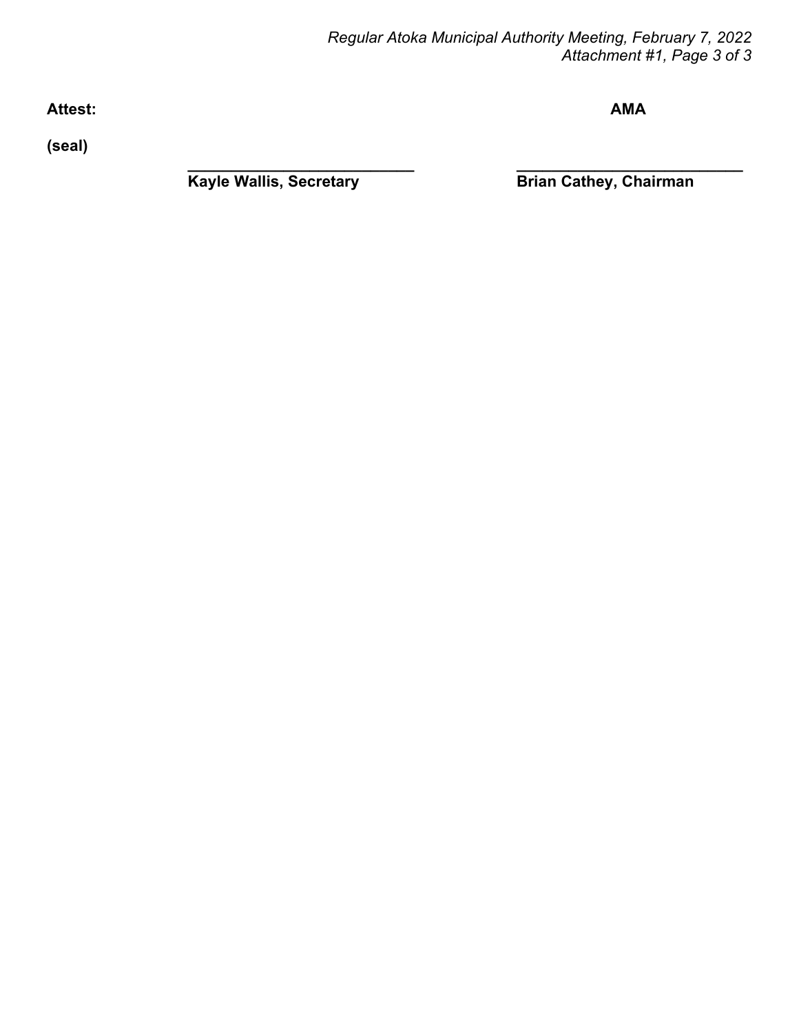**Attest:** **AMA**

**(seal)**

\_\_\_\_\_\_\_\_\_\_\_\_\_\_\_\_\_\_\_\_\_\_\_\_\_\_\_
**Kayle Wallis, Secretary**

\_\_\_\_\_\_\_\_\_\_\_\_\_\_\_\_\_\_\_\_\_\_\_\_\_\_\_
**Brian Cathey, Chairman**